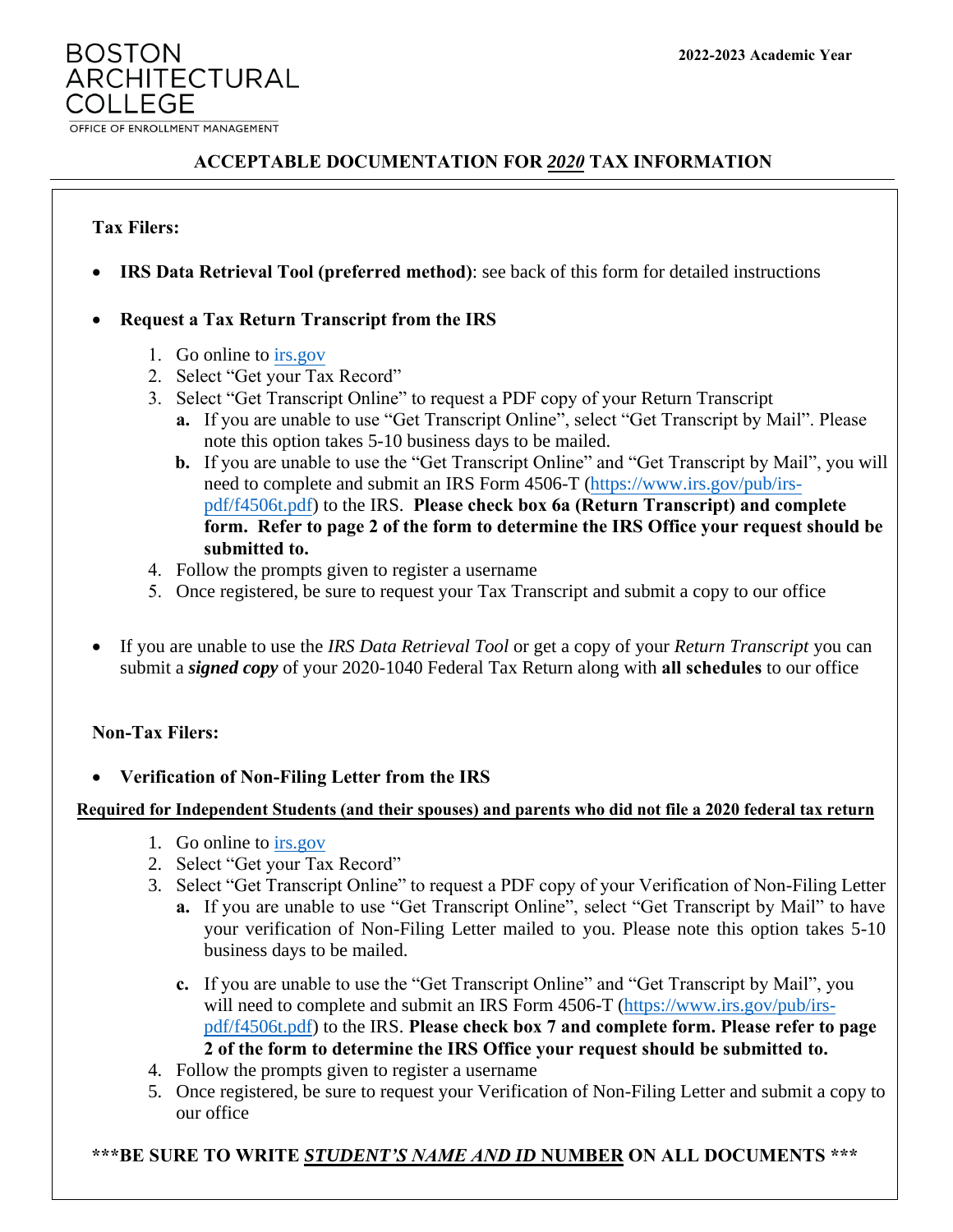BOSTON ARCHITECTURAL COLLEGE

OFFICE OF ENROLLMENT MANAGEMENT

**2022-2023 Academic Year**

## ACCEPTABLE DOCUMENTATION FOR *2020* TAX INFORMATION

**Tax Filers:**

- **IRS Data Retrieval Tool (preferred method)**: see back of this form for detailed instructions

- **Request a Tax Return Transcript from the IRS**

    1. Go online to [irs.gov](irs.gov)
    2. Select "Get your Tax Record"
    3. Select "Get Transcript Online" to request a PDF copy of your Return Transcript
        - **a.** If you are unable to use "Get Transcript Online", select "Get Transcript by Mail". Please note this option takes 5-10 business days to be mailed.
        - **b.** If you are unable to use the "Get Transcript Online" and "Get Transcript by Mail", you will need to complete and submit an IRS Form 4506-T (https://www.irs.gov/pub/irs-pdf/f4506t.pdf) to the IRS. **Please check box 6a (Return Transcript) and complete form. Refer to page 2 of the form to determine the IRS Office your request should be submitted to.**
    4. Follow the prompts given to register a username
    5. Once registered, be sure to request your Tax Transcript and submit a copy to our office

- If you are unable to use the *IRS Data Retrieval Tool* or get a copy of your *Return Transcript* you can submit a ***signed copy*** of your 2020-1040 Federal Tax Return along with **all schedules** to our office

**Non-Tax Filers:**

- **Verification of Non-Filing Letter from the IRS**

**Required for Independent Students (and their spouses) and parents who did not file a 2020 federal tax return**

1. Go online to [irs.gov](irs.gov)
2. Select "Get your Tax Record"
3. Select "Get Transcript Online" to request a PDF copy of your Verification of Non-Filing Letter
    - **a.** If you are unable to use "Get Transcript Online", select "Get Transcript by Mail" to have your verification of Non-Filing Letter mailed to you. Please note this option takes 5-10 business days to be mailed.
    - **c.** If you are unable to use the "Get Transcript Online" and "Get Transcript by Mail", you will need to complete and submit an IRS Form 4506-T (https://www.irs.gov/pub/irs-pdf/f4506t.pdf) to the IRS. **Please check box 7 and complete form. Please refer to page 2 of the form to determine the IRS Office your request should be submitted to.**
4. Follow the prompts given to register a username
5. Once registered, be sure to request your Verification of Non-Filing Letter and submit a copy to our office

**\*\*\*BE SURE TO WRITE *STUDENT'S NAME AND ID* NUMBER ON ALL DOCUMENTS \*\*\***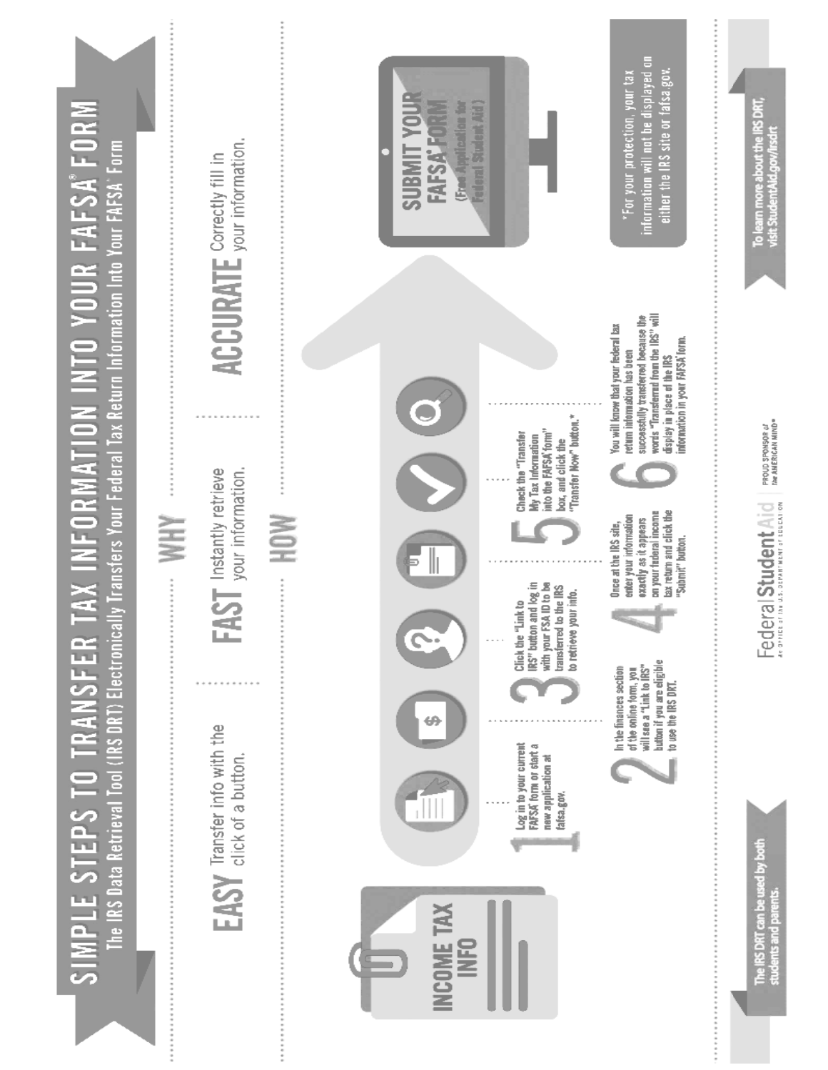# SIMPLE STEPS TO TRANSFER TAX INFORMATION INTO YOUR FAFSA® FORM

The IRS Data Retrieval Tool (IRS DRT) Electronically Transfers Your Federal Tax Return Information Into Your FAFSA® Form

## WHY

**EASY** Transfer info with the click of a button.

**FAST** Instantly retrieve your information.

**ACCURATE** Correctly fill in your information.

## HOW

INCOME TAX INFO

1. Log in to your current FAFSA® form or start a new application at fafsa.gov.
2. In the finances section of the online form, you will see a "Link to IRS" button if you are eligible to use the IRS DRT.
3. Click the "Link to IRS" button and log in with your FSA ID to be transferred to the IRS to retrieve your info.
4. Once at the IRS site, enter your information exactly as it appears on your federal income tax return and click the "Submit" button.
5. Check the "Transfer My Tax Information into the FAFSA® form" box, and click the "Transfer Now" button.*
6. You will know that your federal tax return information has been successfully transferred because the words "Transferred from the IRS" will display in place of the IRS information in your FAFSA® form.

SUBMIT YOUR FAFSA® FORM (Free Application for Federal Student Aid)

*For your protection, your tax information will not be displayed on either the IRS site or fafsa.gov.

The IRS DRT can be used by both students and parents.

Federal Student Aid — An OFFICE of the U.S. DEPARTMENT of EDUCATION

PROUD SPONSOR of the AMERICAN MIND®

To learn more about the IRS DRT, visit StudentAid.gov/irsdrt